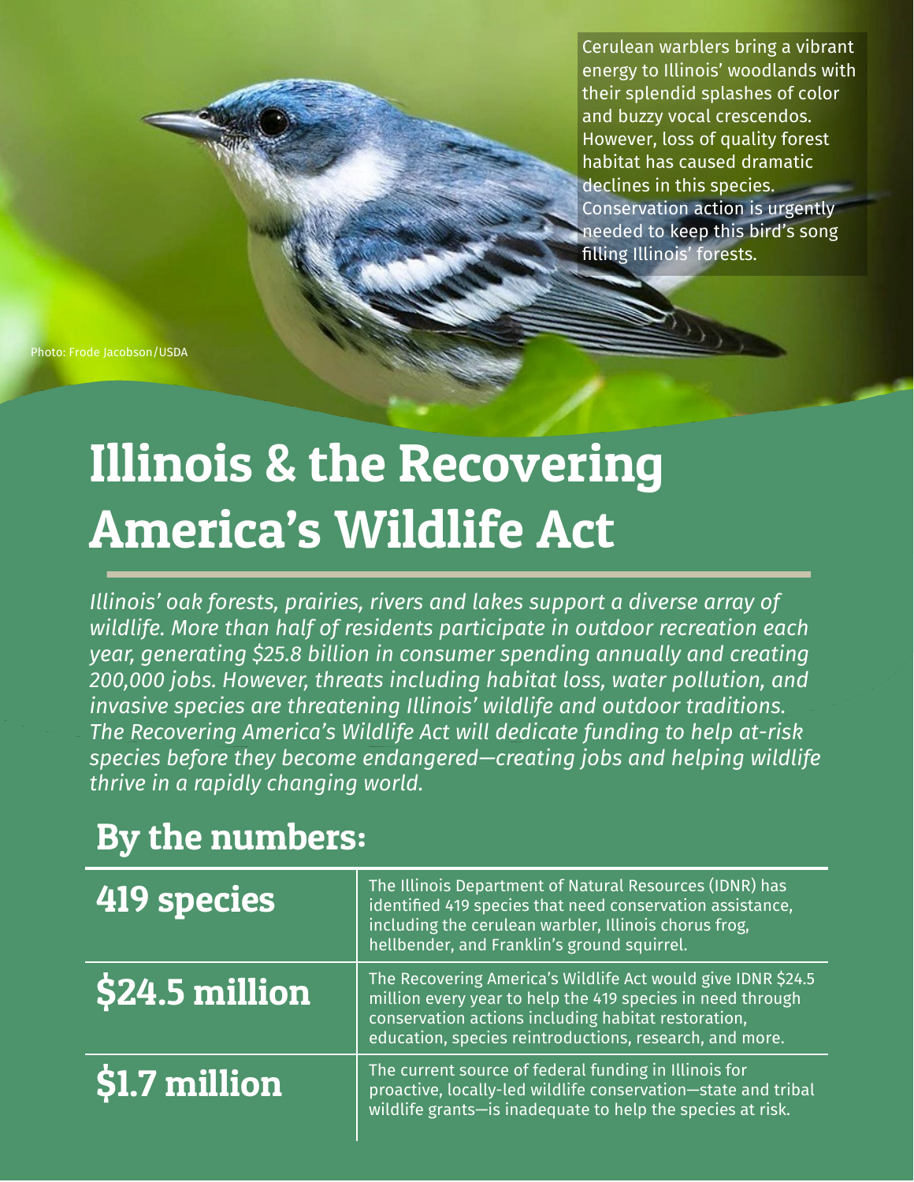Cerulean warblers bring a vibrant energy to Illinois' woodlands with their splendid splashes of color and buzzy vocal crescendos. However, loss of quality forest habitat has caused dramatic declines in this species. Conservation action is urgently needed to keep this bird's song filling Illinois' forests.

Photo: Frode Jacobson/USDA

# Illinois & the Recovering America's Wildlife Act

*Illinois' oak forests, prairies, rivers and lakes support a diverse array of wildlife. More than half of residents participate in outdoor recreation each year, generating $25.8 billion in consumer spending annually and creating 200,000 jobs. However, threats including habitat loss, water pollution, and invasive species are threatening Illinois' wildlife and outdoor traditions. The Recovering America's Wildlife Act will dedicate funding to help at-risk species before they become endangered—creating jobs and helping wildlife thrive in a rapidly changing world.*

## By the numbers:

| | |
|---|---|
| **419 species** | The Illinois Department of Natural Resources (IDNR) has identified 419 species that need conservation assistance, including the cerulean warbler, Illinois chorus frog, hellbender, and Franklin's ground squirrel. |
| **$24.5 million** | The Recovering America's Wildlife Act would give IDNR $24.5 million every year to help the 419 species in need through conservation actions including habitat restoration, education, species reintroductions, research, and more. |
| **$1.7 million** | The current source of federal funding in Illinois for proactive, locally-led wildlife conservation—state and tribal wildlife grants—is inadequate to help the species at risk. |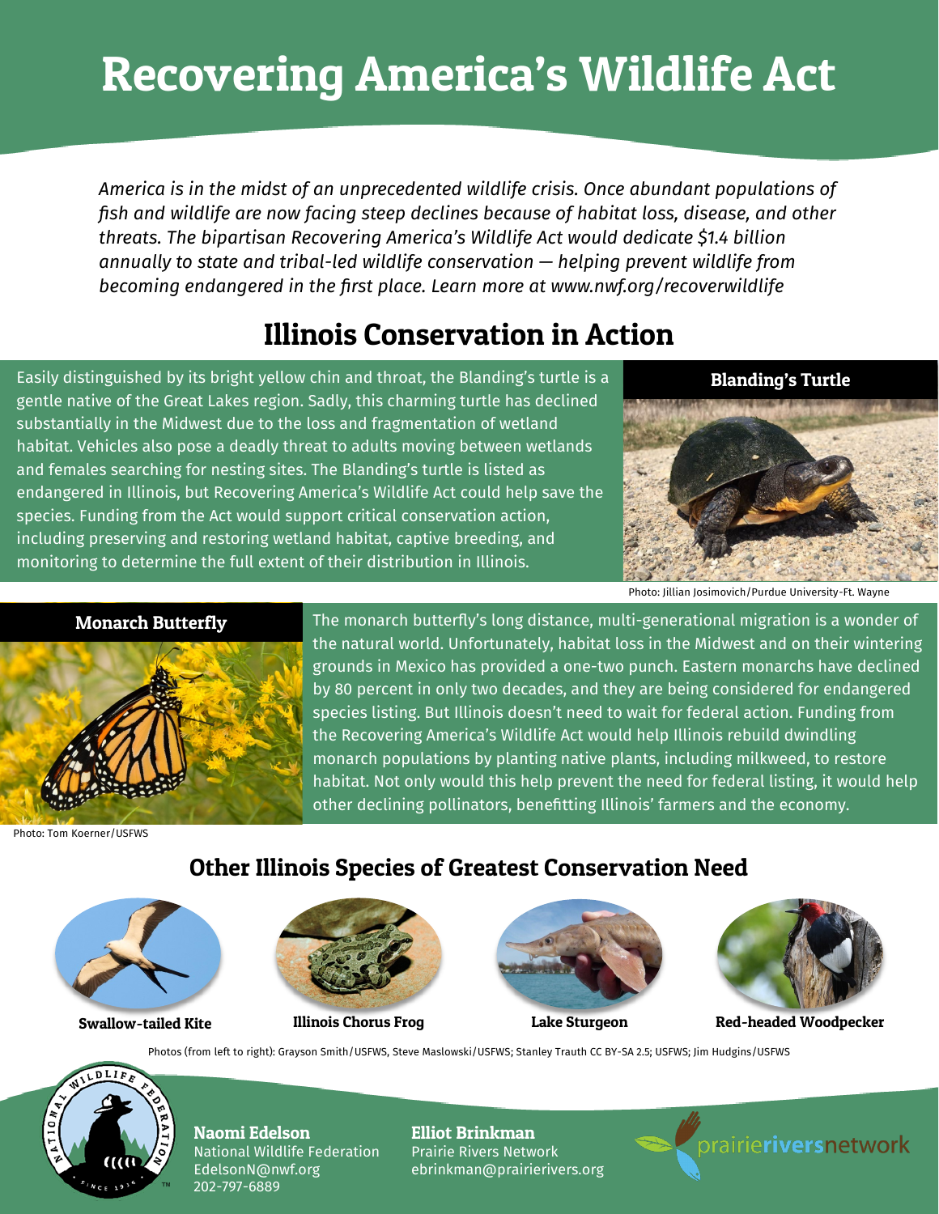# Recovering America's Wildlife Act

*America is in the midst of an unprecedented wildlife crisis. Once abundant populations of fish and wildlife are now facing steep declines because of habitat loss, disease, and other threats. The bipartisan Recovering America's Wildlife Act would dedicate $1.4 billion annually to state and tribal-led wildlife conservation — helping prevent wildlife from becoming endangered in the first place. Learn more at www.nwf.org/recoverwildlife*

## Illinois Conservation in Action

### Blanding's Turtle

Easily distinguished by its bright yellow chin and throat, the Blanding's turtle is a gentle native of the Great Lakes region. Sadly, this charming turtle has declined substantially in the Midwest due to the loss and fragmentation of wetland habitat. Vehicles also pose a deadly threat to adults moving between wetlands and females searching for nesting sites. The Blanding's turtle is listed as endangered in Illinois, but Recovering America's Wildlife Act could help save the species. Funding from the Act would support critical conservation action, including preserving and restoring wetland habitat, captive breeding, and monitoring to determine the full extent of their distribution in Illinois.

Photo: Jillian Josimovich/Purdue University-Ft. Wayne

### Monarch Butterfly

The monarch butterfly's long distance, multi-generational migration is a wonder of the natural world. Unfortunately, habitat loss in the Midwest and on their wintering grounds in Mexico has provided a one-two punch. Eastern monarchs have declined by 80 percent in only two decades, and they are being considered for endangered species listing. But Illinois doesn't need to wait for federal action. Funding from the Recovering America's Wildlife Act would help Illinois rebuild dwindling monarch populations by planting native plants, including milkweed, to restore habitat. Not only would this help prevent the need for federal listing, it would help other declining pollinators, benefitting Illinois' farmers and the economy.

Photo: Tom Koerner/USFWS

## Other Illinois Species of Greatest Conservation Need

**Swallow-tailed Kite** | **Illinois Chorus Frog** | **Lake Sturgeon** | **Red-headed Woodpecker**

Photos (from left to right): Grayson Smith/USFWS, Steve Maslowski/USFWS; Stanley Trauth CC BY-SA 2.5; USFWS; Jim Hudgins/USFWS

**Naomi Edelson**
National Wildlife Federation
EdelsonN@nwf.org
202-797-6889

**Elliot Brinkman**
Prairie Rivers Network
ebrinkman@prairierivers.org

prairieriversnetwork